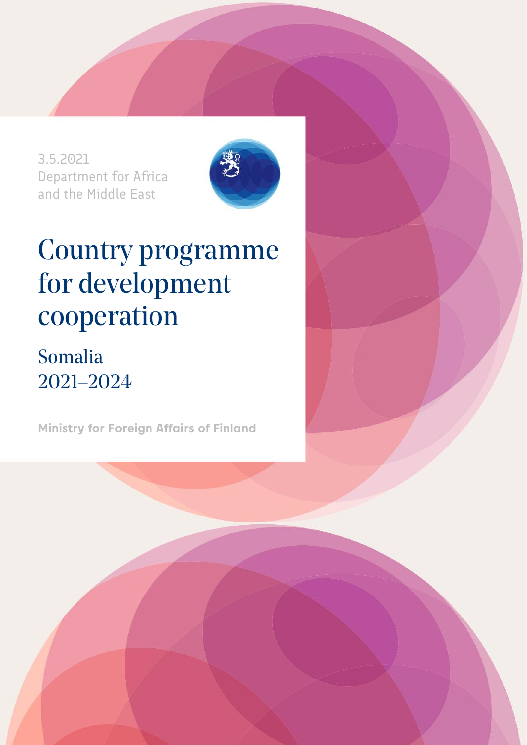3.5.2021
Department for Africa
and the Middle East

# Country programme for development cooperation

## Somalia
## 2021–2024

**Ministry for Foreign Affairs of Finland**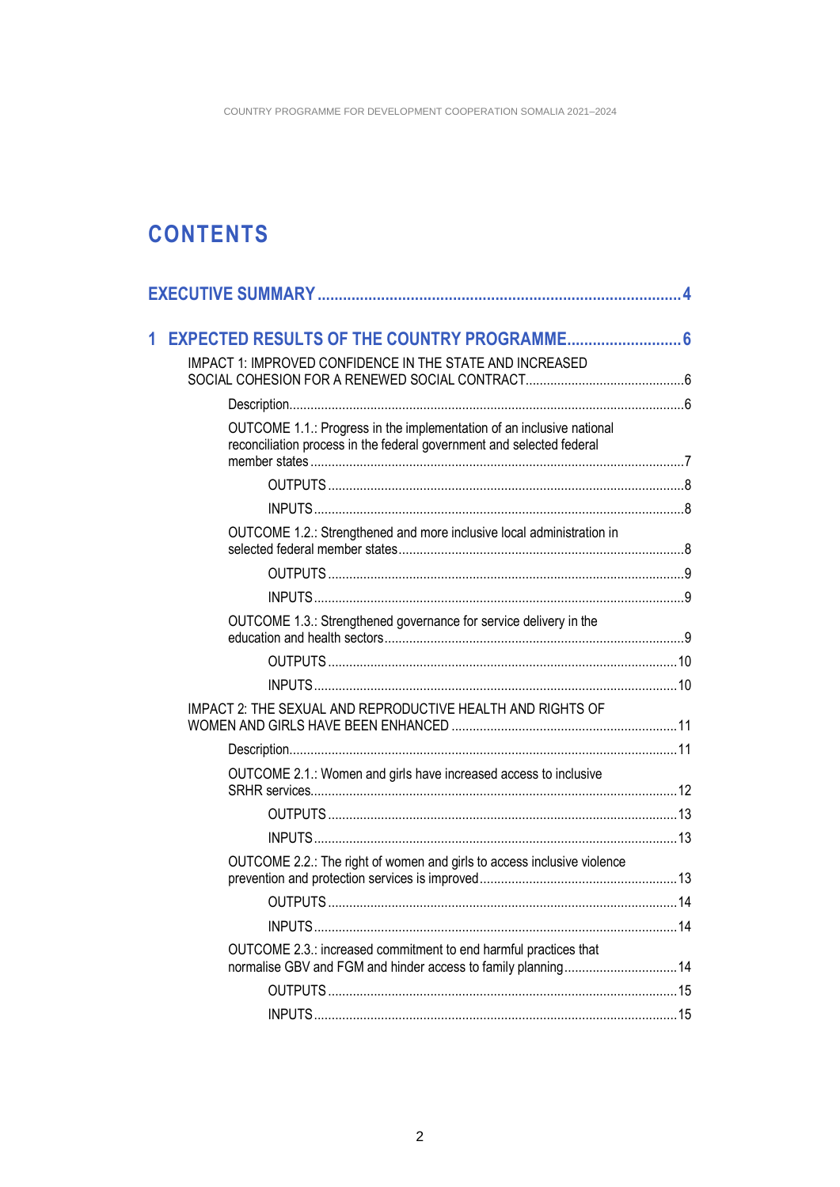# CONTENTS

EXECUTIVE SUMMARY .......................................................................................... 4

1 EXPECTED RESULTS OF THE COUNTRY PROGRAMME........................... 6

- IMPACT 1: IMPROVED CONFIDENCE IN THE STATE AND INCREASED SOCIAL COHESION FOR A RENEWED SOCIAL CONTRACT............................................ 6
  - Description............................................................................................................. 6
  - OUTCOME 1.1.: Progress in the implementation of an inclusive national reconciliation process in the federal government and selected federal member states ..................................................................................................... 7
    - OUTPUTS ................................................................................................... 8
    - INPUTS ....................................................................................................... 8
  - OUTCOME 1.2.: Strengthened and more inclusive local administration in selected federal member states ............................................................................... 8
    - OUTPUTS ................................................................................................... 9
    - INPUTS ....................................................................................................... 9
  - OUTCOME 1.3.: Strengthened governance for service delivery in the education and health sectors .................................................................................... 9
    - OUTPUTS ................................................................................................. 10
    - INPUTS ..................................................................................................... 10
- IMPACT 2: THE SEXUAL AND REPRODUCTIVE HEALTH AND RIGHTS OF WOMEN AND GIRLS HAVE BEEN ENHANCED ............................................................... 11
  - Description............................................................................................................ 11
  - OUTCOME 2.1.: Women and girls have increased access to inclusive SRHR services...................................................................................................... 12
    - OUTPUTS ................................................................................................. 13
    - INPUTS ..................................................................................................... 13
  - OUTCOME 2.2.: The right of women and girls to access inclusive violence prevention and protection services is improved ....................................................... 13
    - OUTPUTS ................................................................................................. 14
    - INPUTS ..................................................................................................... 14
  - OUTCOME 2.3.: increased commitment to end harmful practices that normalise GBV and FGM and hinder access to family planning ................................ 14
    - OUTPUTS ................................................................................................. 15
    - INPUTS ..................................................................................................... 15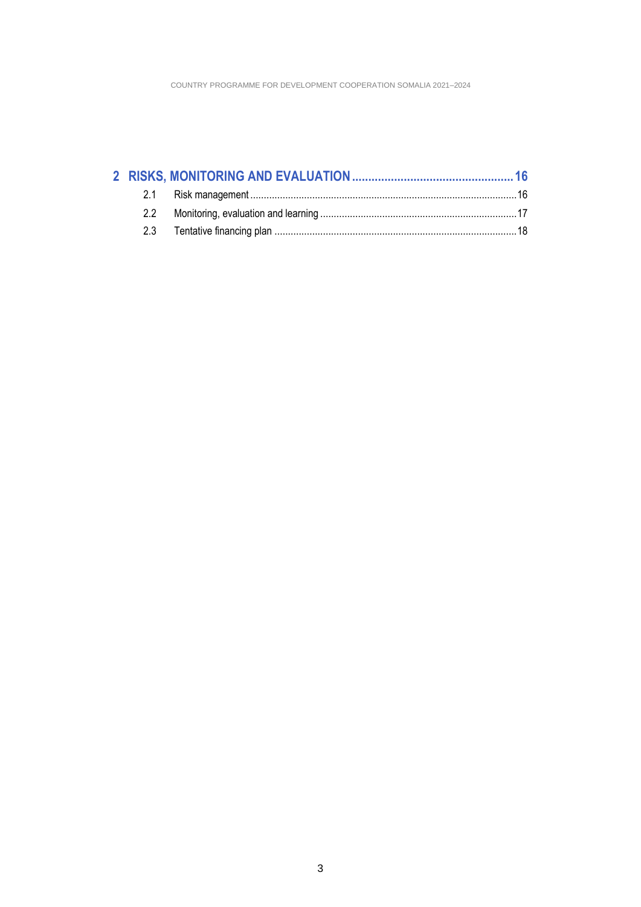**2 RISKS, MONITORING AND EVALUATION ............................................... 16**

2.1 Risk management ............................................................................................... 16

2.2 Monitoring, evaluation and learning ..................................................................... 17

2.3 Tentative financing plan ...................................................................................... 18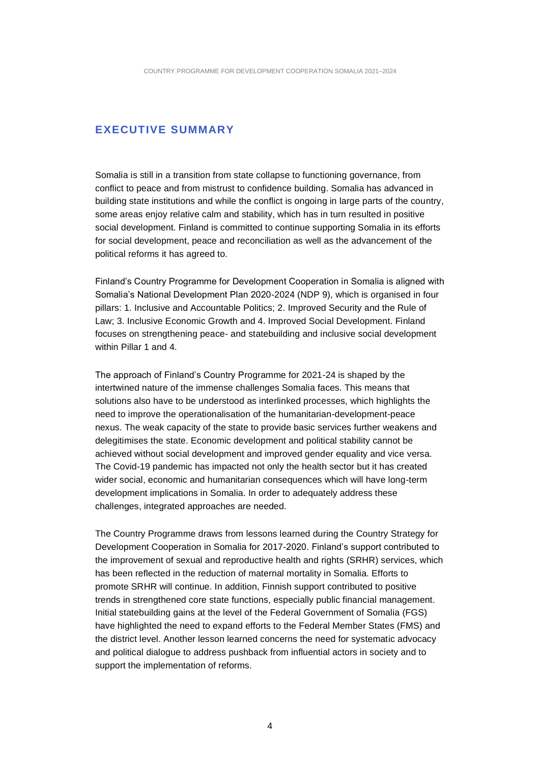## EXECUTIVE SUMMARY

Somalia is still in a transition from state collapse to functioning governance, from conflict to peace and from mistrust to confidence building. Somalia has advanced in building state institutions and while the conflict is ongoing in large parts of the country, some areas enjoy relative calm and stability, which has in turn resulted in positive social development. Finland is committed to continue supporting Somalia in its efforts for social development, peace and reconciliation as well as the advancement of the political reforms it has agreed to.

Finland's Country Programme for Development Cooperation in Somalia is aligned with Somalia's National Development Plan 2020-2024 (NDP 9), which is organised in four pillars: 1. Inclusive and Accountable Politics; 2. Improved Security and the Rule of Law; 3. Inclusive Economic Growth and 4. Improved Social Development. Finland focuses on strengthening peace- and statebuilding and inclusive social development within Pillar 1 and 4.

The approach of Finland's Country Programme for 2021-24 is shaped by the intertwined nature of the immense challenges Somalia faces. This means that solutions also have to be understood as interlinked processes, which highlights the need to improve the operationalisation of the humanitarian-development-peace nexus. The weak capacity of the state to provide basic services further weakens and delegitimises the state. Economic development and political stability cannot be achieved without social development and improved gender equality and vice versa. The Covid-19 pandemic has impacted not only the health sector but it has created wider social, economic and humanitarian consequences which will have long-term development implications in Somalia. In order to adequately address these challenges, integrated approaches are needed.

The Country Programme draws from lessons learned during the Country Strategy for Development Cooperation in Somalia for 2017-2020. Finland's support contributed to the improvement of sexual and reproductive health and rights (SRHR) services, which has been reflected in the reduction of maternal mortality in Somalia. Efforts to promote SRHR will continue. In addition, Finnish support contributed to positive trends in strengthened core state functions, especially public financial management. Initial statebuilding gains at the level of the Federal Government of Somalia (FGS) have highlighted the need to expand efforts to the Federal Member States (FMS) and the district level. Another lesson learned concerns the need for systematic advocacy and political dialogue to address pushback from influential actors in society and to support the implementation of reforms.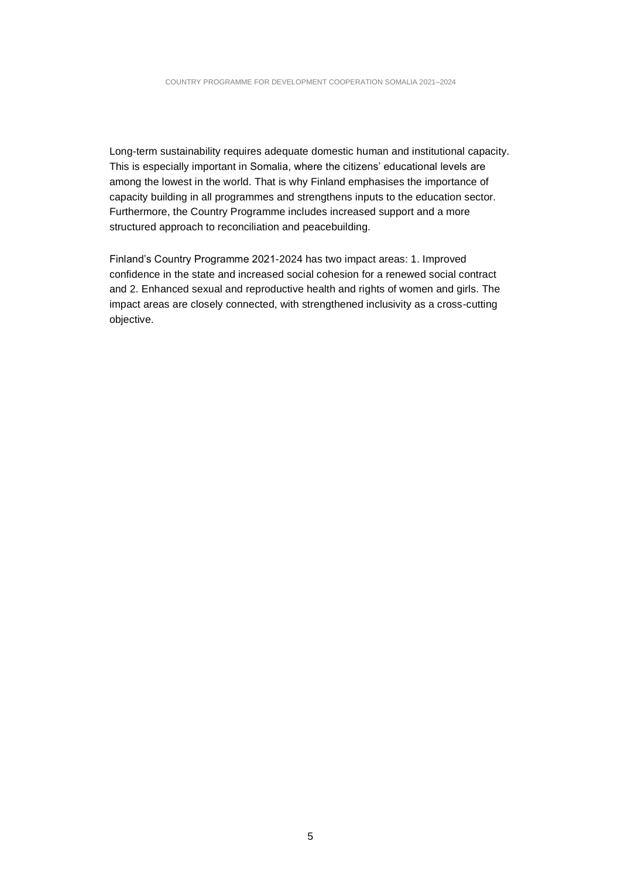Long-term sustainability requires adequate domestic human and institutional capacity. This is especially important in Somalia, where the citizens' educational levels are among the lowest in the world. That is why Finland emphasises the importance of capacity building in all programmes and strengthens inputs to the education sector. Furthermore, the Country Programme includes increased support and a more structured approach to reconciliation and peacebuilding.

Finland's Country Programme 2021-2024 has two impact areas: 1. Improved confidence in the state and increased social cohesion for a renewed social contract and 2. Enhanced sexual and reproductive health and rights of women and girls. The impact areas are closely connected, with strengthened inclusivity as a cross-cutting objective.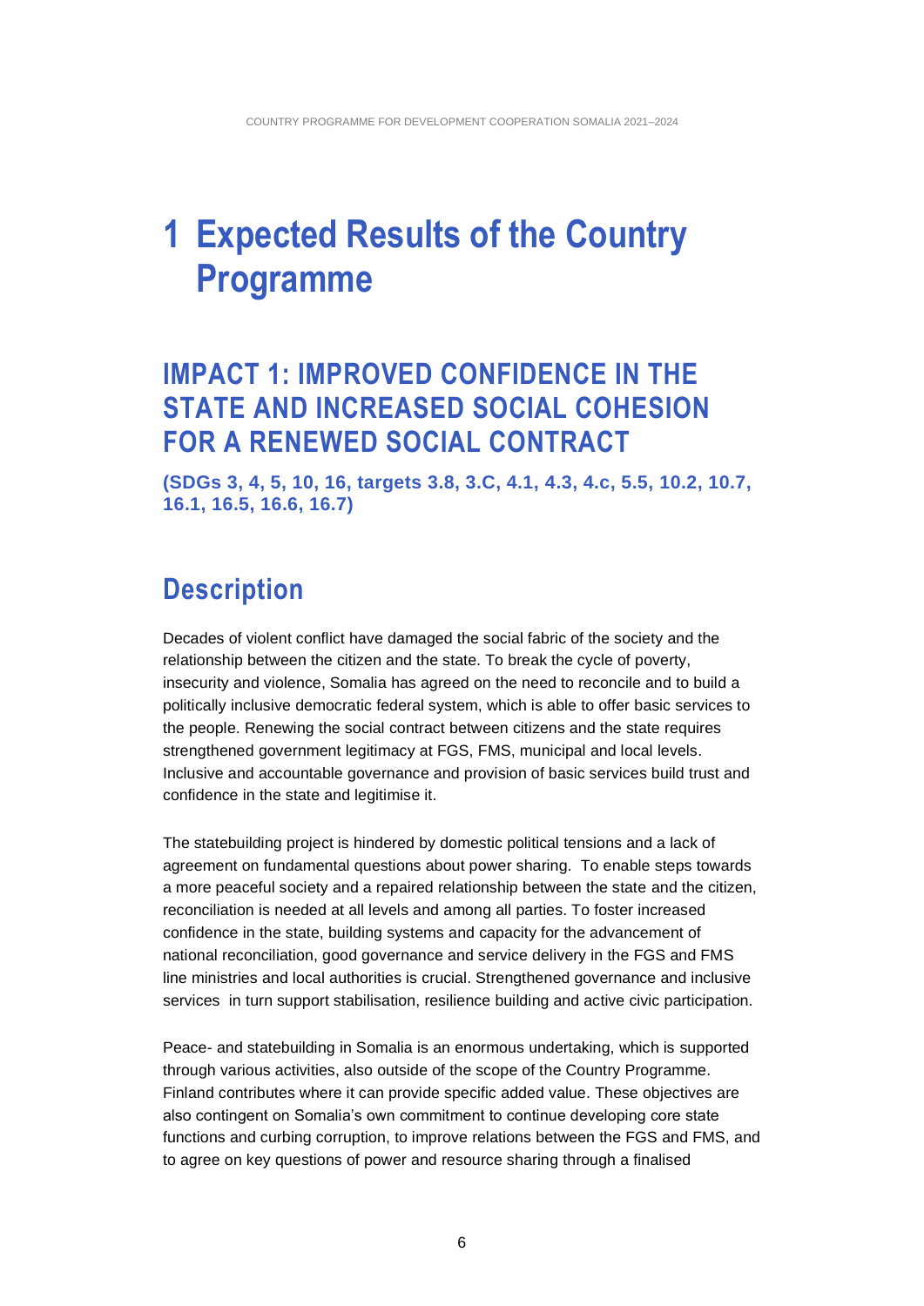# 1 Expected Results of the Country Programme

## IMPACT 1: IMPROVED CONFIDENCE IN THE STATE AND INCREASED SOCIAL COHESION FOR A RENEWED SOCIAL CONTRACT

**(SDGs 3, 4, 5, 10, 16, targets 3.8, 3.C, 4.1, 4.3, 4.c, 5.5, 10.2, 10.7, 16.1, 16.5, 16.6, 16.7)**

## Description

Decades of violent conflict have damaged the social fabric of the society and the relationship between the citizen and the state. To break the cycle of poverty, insecurity and violence, Somalia has agreed on the need to reconcile and to build a politically inclusive democratic federal system, which is able to offer basic services to the people. Renewing the social contract between citizens and the state requires strengthened government legitimacy at FGS, FMS, municipal and local levels. Inclusive and accountable governance and provision of basic services build trust and confidence in the state and legitimise it.

The statebuilding project is hindered by domestic political tensions and a lack of agreement on fundamental questions about power sharing. To enable steps towards a more peaceful society and a repaired relationship between the state and the citizen, reconciliation is needed at all levels and among all parties. To foster increased confidence in the state, building systems and capacity for the advancement of national reconciliation, good governance and service delivery in the FGS and FMS line ministries and local authorities is crucial. Strengthened governance and inclusive services in turn support stabilisation, resilience building and active civic participation.

Peace- and statebuilding in Somalia is an enormous undertaking, which is supported through various activities, also outside of the scope of the Country Programme. Finland contributes where it can provide specific added value. These objectives are also contingent on Somalia's own commitment to continue developing core state functions and curbing corruption, to improve relations between the FGS and FMS, and to agree on key questions of power and resource sharing through a finalised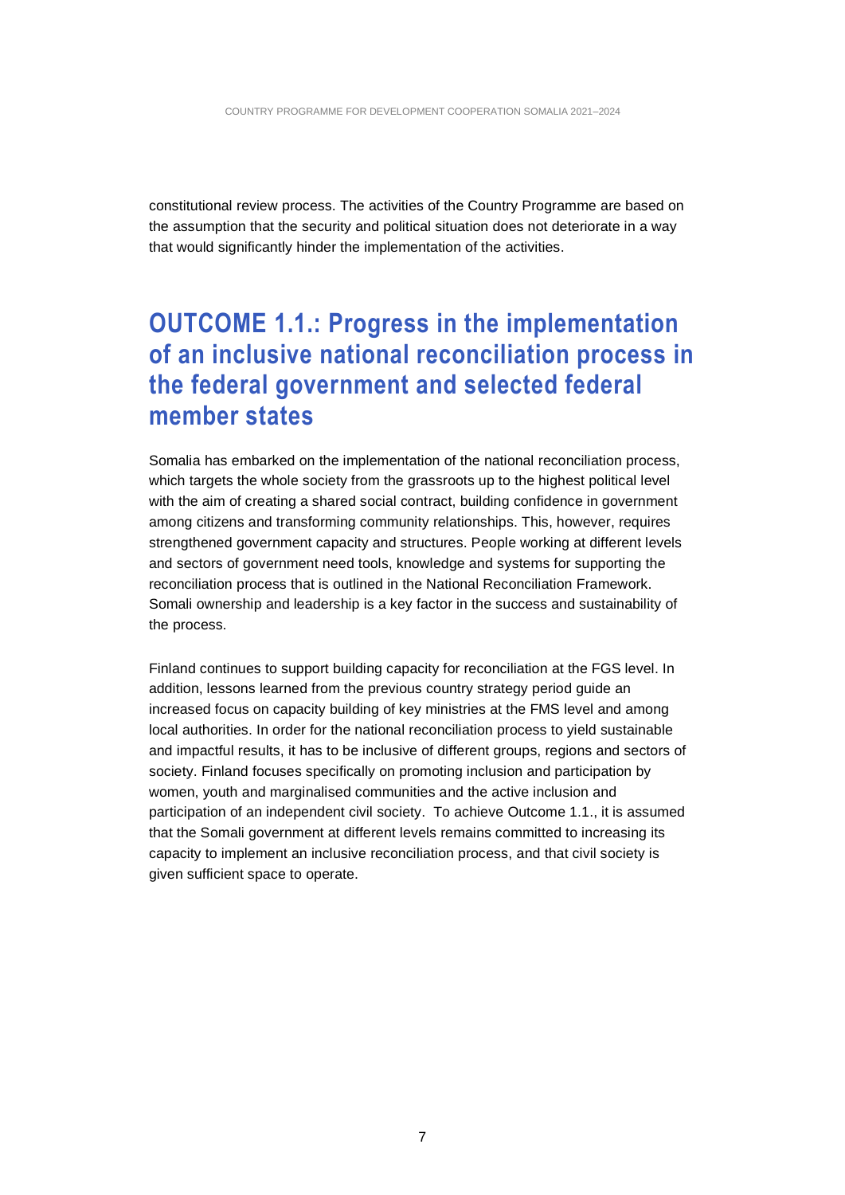constitutional review process. The activities of the Country Programme are based on the assumption that the security and political situation does not deteriorate in a way that would significantly hinder the implementation of the activities.

## OUTCOME 1.1.: Progress in the implementation of an inclusive national reconciliation process in the federal government and selected federal member states

Somalia has embarked on the implementation of the national reconciliation process, which targets the whole society from the grassroots up to the highest political level with the aim of creating a shared social contract, building confidence in government among citizens and transforming community relationships. This, however, requires strengthened government capacity and structures. People working at different levels and sectors of government need tools, knowledge and systems for supporting the reconciliation process that is outlined in the National Reconciliation Framework. Somali ownership and leadership is a key factor in the success and sustainability of the process.

Finland continues to support building capacity for reconciliation at the FGS level. In addition, lessons learned from the previous country strategy period guide an increased focus on capacity building of key ministries at the FMS level and among local authorities. In order for the national reconciliation process to yield sustainable and impactful results, it has to be inclusive of different groups, regions and sectors of society. Finland focuses specifically on promoting inclusion and participation by women, youth and marginalised communities and the active inclusion and participation of an independent civil society. To achieve Outcome 1.1., it is assumed that the Somali government at different levels remains committed to increasing its capacity to implement an inclusive reconciliation process, and that civil society is given sufficient space to operate.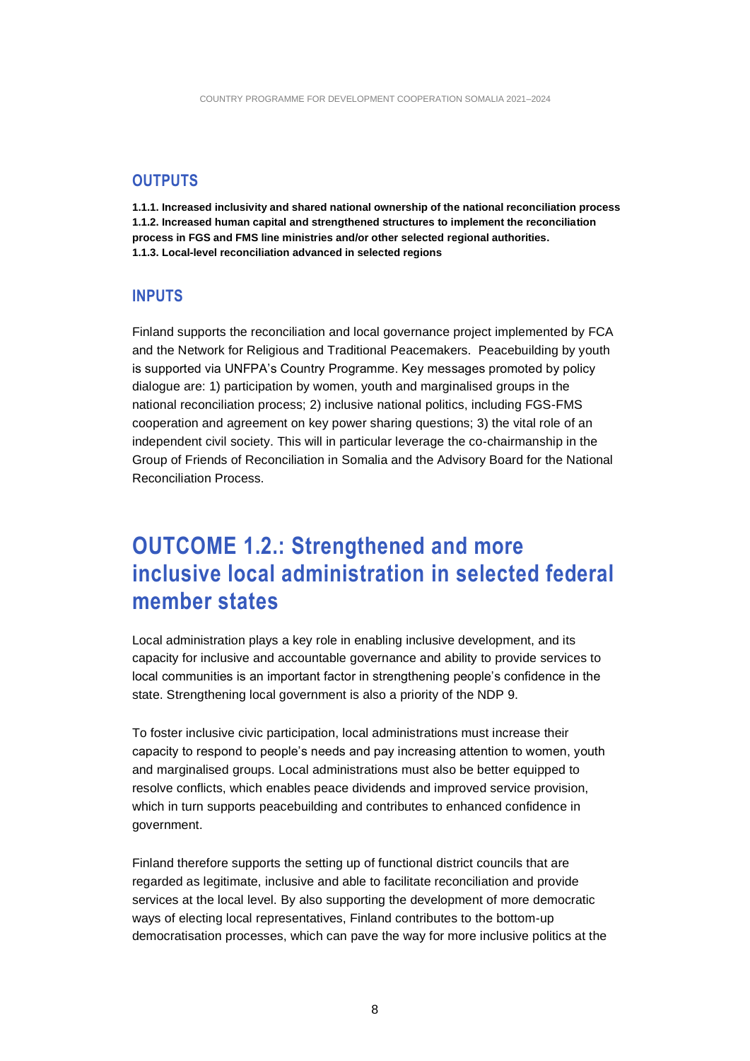## OUTPUTS

**1.1.1. Increased inclusivity and shared national ownership of the national reconciliation process**
**1.1.2. Increased human capital and strengthened structures to implement the reconciliation process in FGS and FMS line ministries and/or other selected regional authorities.**
**1.1.3. Local-level reconciliation advanced in selected regions**

## INPUTS

Finland supports the reconciliation and local governance project implemented by FCA and the Network for Religious and Traditional Peacemakers. Peacebuilding by youth is supported via UNFPA's Country Programme. Key messages promoted by policy dialogue are: 1) participation by women, youth and marginalised groups in the national reconciliation process; 2) inclusive national politics, including FGS-FMS cooperation and agreement on key power sharing questions; 3) the vital role of an independent civil society. This will in particular leverage the co-chairmanship in the Group of Friends of Reconciliation in Somalia and the Advisory Board for the National Reconciliation Process.

# OUTCOME 1.2.: Strengthened and more inclusive local administration in selected federal member states

Local administration plays a key role in enabling inclusive development, and its capacity for inclusive and accountable governance and ability to provide services to local communities is an important factor in strengthening people's confidence in the state. Strengthening local government is also a priority of the NDP 9.

To foster inclusive civic participation, local administrations must increase their capacity to respond to people's needs and pay increasing attention to women, youth and marginalised groups. Local administrations must also be better equipped to resolve conflicts, which enables peace dividends and improved service provision, which in turn supports peacebuilding and contributes to enhanced confidence in government.

Finland therefore supports the setting up of functional district councils that are regarded as legitimate, inclusive and able to facilitate reconciliation and provide services at the local level. By also supporting the development of more democratic ways of electing local representatives, Finland contributes to the bottom-up democratisation processes, which can pave the way for more inclusive politics at the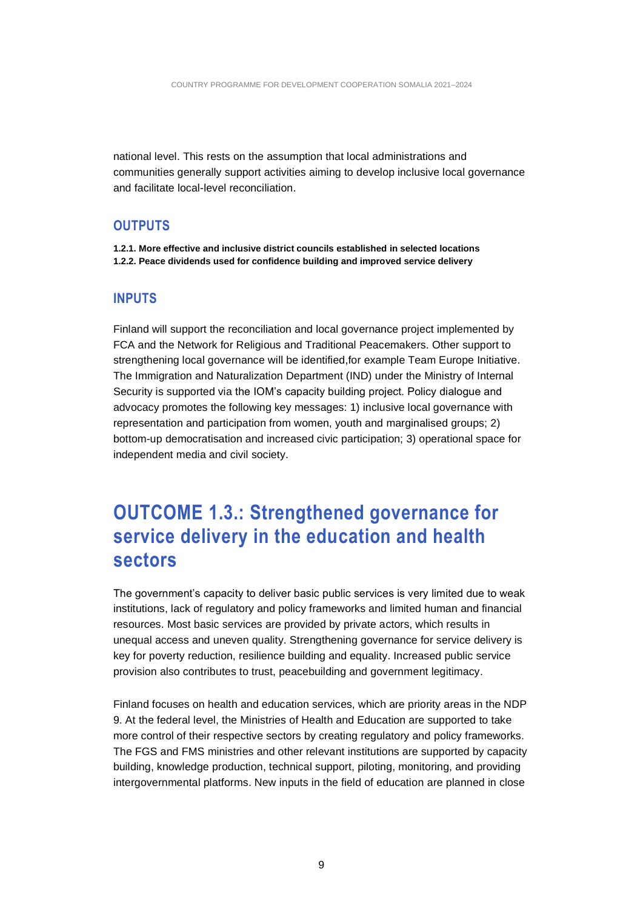national level. This rests on the assumption that local administrations and communities generally support activities aiming to develop inclusive local governance and facilitate local-level reconciliation.

### OUTPUTS

**1.2.1. More effective and inclusive district councils established in selected locations**
**1.2.2. Peace dividends used for confidence building and improved service delivery**

### INPUTS

Finland will support the reconciliation and local governance project implemented by FCA and the Network for Religious and Traditional Peacemakers. Other support to strengthening local governance will be identified,for example Team Europe Initiative. The Immigration and Naturalization Department (IND) under the Ministry of Internal Security is supported via the IOM's capacity building project. Policy dialogue and advocacy promotes the following key messages: 1) inclusive local governance with representation and participation from women, youth and marginalised groups; 2) bottom-up democratisation and increased civic participation; 3) operational space for independent media and civil society.

## OUTCOME 1.3.: Strengthened governance for service delivery in the education and health sectors

The government's capacity to deliver basic public services is very limited due to weak institutions, lack of regulatory and policy frameworks and limited human and financial resources. Most basic services are provided by private actors, which results in unequal access and uneven quality. Strengthening governance for service delivery is key for poverty reduction, resilience building and equality. Increased public service provision also contributes to trust, peacebuilding and government legitimacy.

Finland focuses on health and education services, which are priority areas in the NDP 9. At the federal level, the Ministries of Health and Education are supported to take more control of their respective sectors by creating regulatory and policy frameworks. The FGS and FMS ministries and other relevant institutions are supported by capacity building, knowledge production, technical support, piloting, monitoring, and providing intergovernmental platforms. New inputs in the field of education are planned in close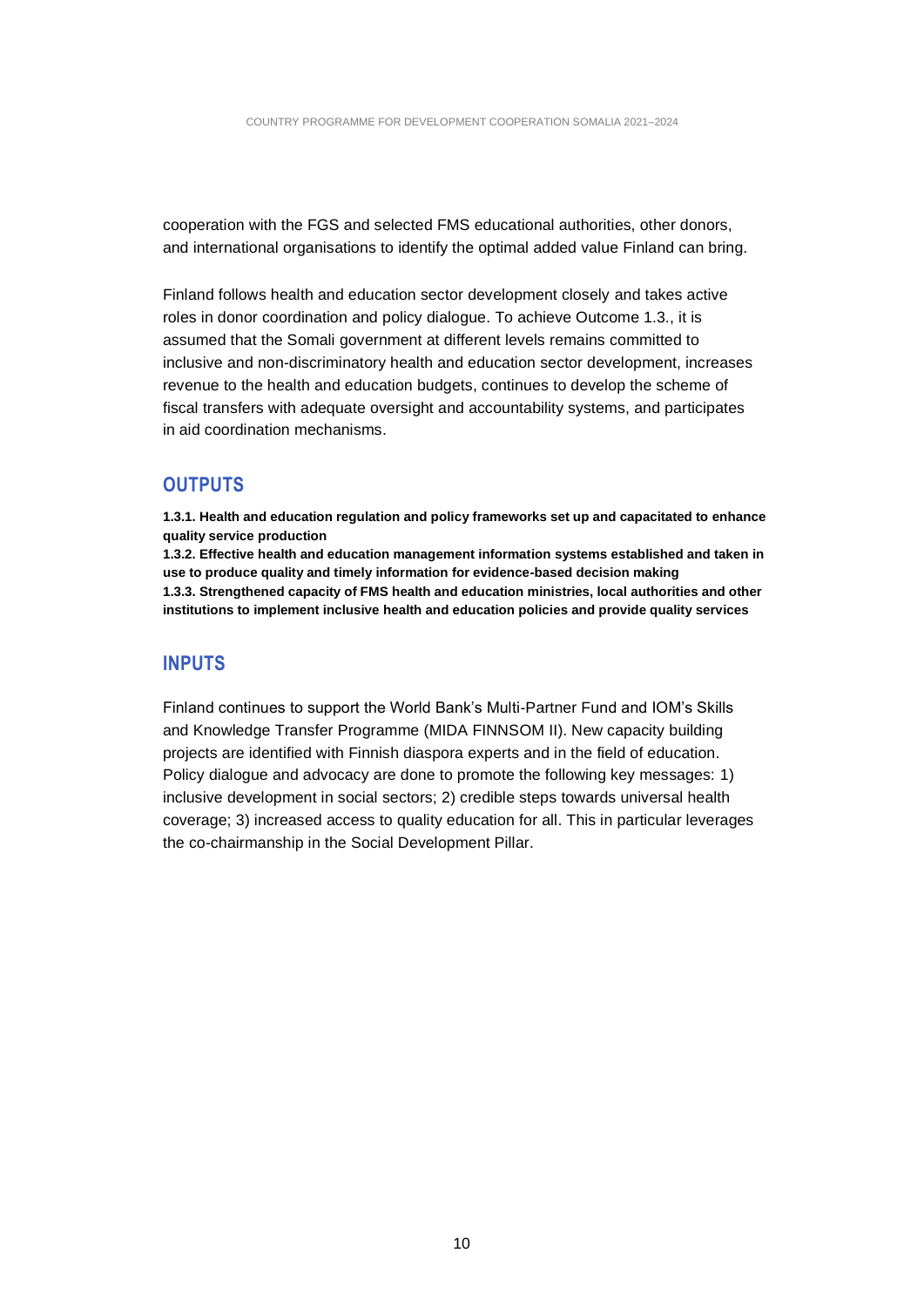cooperation with the FGS and selected FMS educational authorities, other donors, and international organisations to identify the optimal added value Finland can bring.

Finland follows health and education sector development closely and takes active roles in donor coordination and policy dialogue. To achieve Outcome 1.3., it is assumed that the Somali government at different levels remains committed to inclusive and non-discriminatory health and education sector development, increases revenue to the health and education budgets, continues to develop the scheme of fiscal transfers with adequate oversight and accountability systems, and participates in aid coordination mechanisms.

## OUTPUTS

**1.3.1. Health and education regulation and policy frameworks set up and capacitated to enhance quality service production**
**1.3.2. Effective health and education management information systems established and taken in use to produce quality and timely information for evidence-based decision making**
**1.3.3. Strengthened capacity of FMS health and education ministries, local authorities and other institutions to implement inclusive health and education policies and provide quality services**

## INPUTS

Finland continues to support the World Bank's Multi-Partner Fund and IOM's Skills and Knowledge Transfer Programme (MIDA FINNSOM II). New capacity building projects are identified with Finnish diaspora experts and in the field of education. Policy dialogue and advocacy are done to promote the following key messages: 1) inclusive development in social sectors; 2) credible steps towards universal health coverage; 3) increased access to quality education for all. This in particular leverages the co-chairmanship in the Social Development Pillar.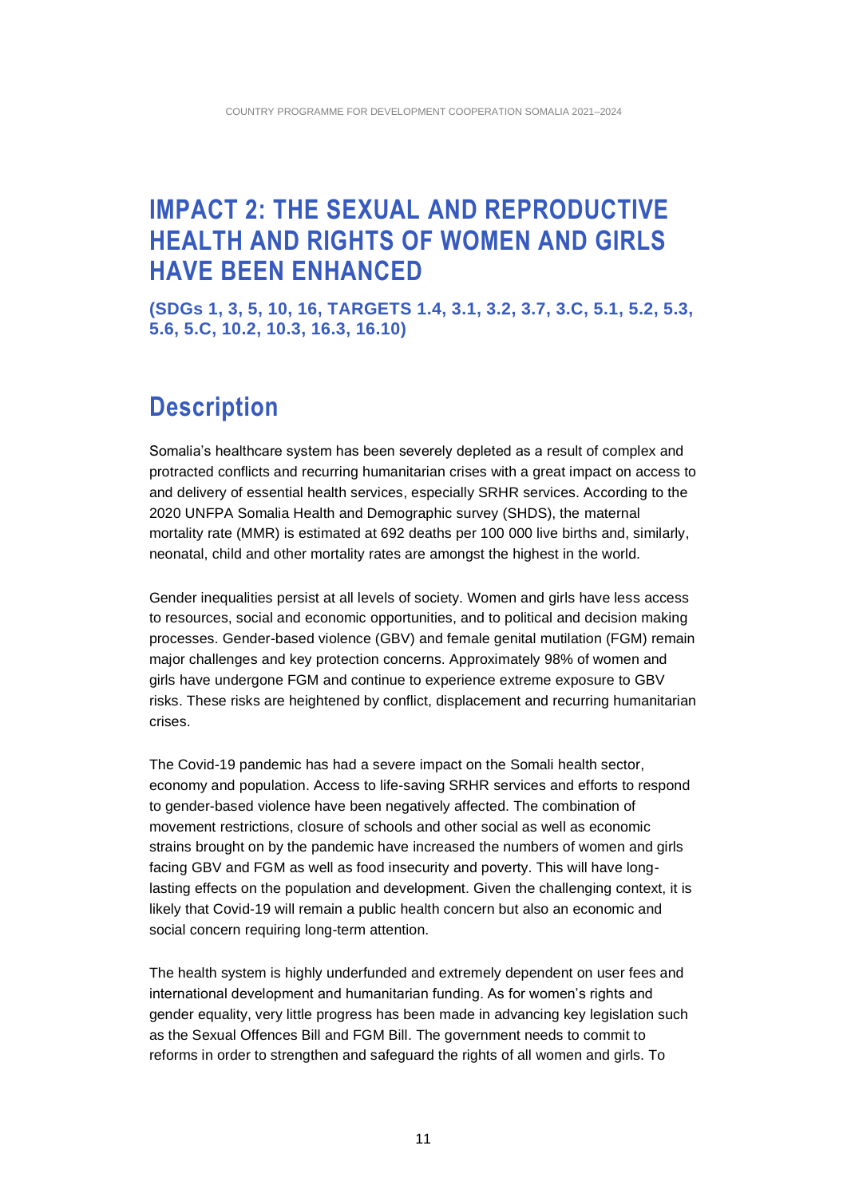# IMPACT 2: THE SEXUAL AND REPRODUCTIVE HEALTH AND RIGHTS OF WOMEN AND GIRLS HAVE BEEN ENHANCED

**(SDGs 1, 3, 5, 10, 16, TARGETS 1.4, 3.1, 3.2, 3.7, 3.C, 5.1, 5.2, 5.3, 5.6, 5.C, 10.2, 10.3, 16.3, 16.10)**

## Description

Somalia's healthcare system has been severely depleted as a result of complex and protracted conflicts and recurring humanitarian crises with a great impact on access to and delivery of essential health services, especially SRHR services. According to the 2020 UNFPA Somalia Health and Demographic survey (SHDS), the maternal mortality rate (MMR) is estimated at 692 deaths per 100 000 live births and, similarly, neonatal, child and other mortality rates are amongst the highest in the world.

Gender inequalities persist at all levels of society. Women and girls have less access to resources, social and economic opportunities, and to political and decision making processes. Gender-based violence (GBV) and female genital mutilation (FGM) remain major challenges and key protection concerns. Approximately 98% of women and girls have undergone FGM and continue to experience extreme exposure to GBV risks. These risks are heightened by conflict, displacement and recurring humanitarian crises.

The Covid-19 pandemic has had a severe impact on the Somali health sector, economy and population. Access to life-saving SRHR services and efforts to respond to gender-based violence have been negatively affected. The combination of movement restrictions, closure of schools and other social as well as economic strains brought on by the pandemic have increased the numbers of women and girls facing GBV and FGM as well as food insecurity and poverty. This will have long-lasting effects on the population and development. Given the challenging context, it is likely that Covid-19 will remain a public health concern but also an economic and social concern requiring long-term attention.

The health system is highly underfunded and extremely dependent on user fees and international development and humanitarian funding. As for women's rights and gender equality, very little progress has been made in advancing key legislation such as the Sexual Offences Bill and FGM Bill. The government needs to commit to reforms in order to strengthen and safeguard the rights of all women and girls. To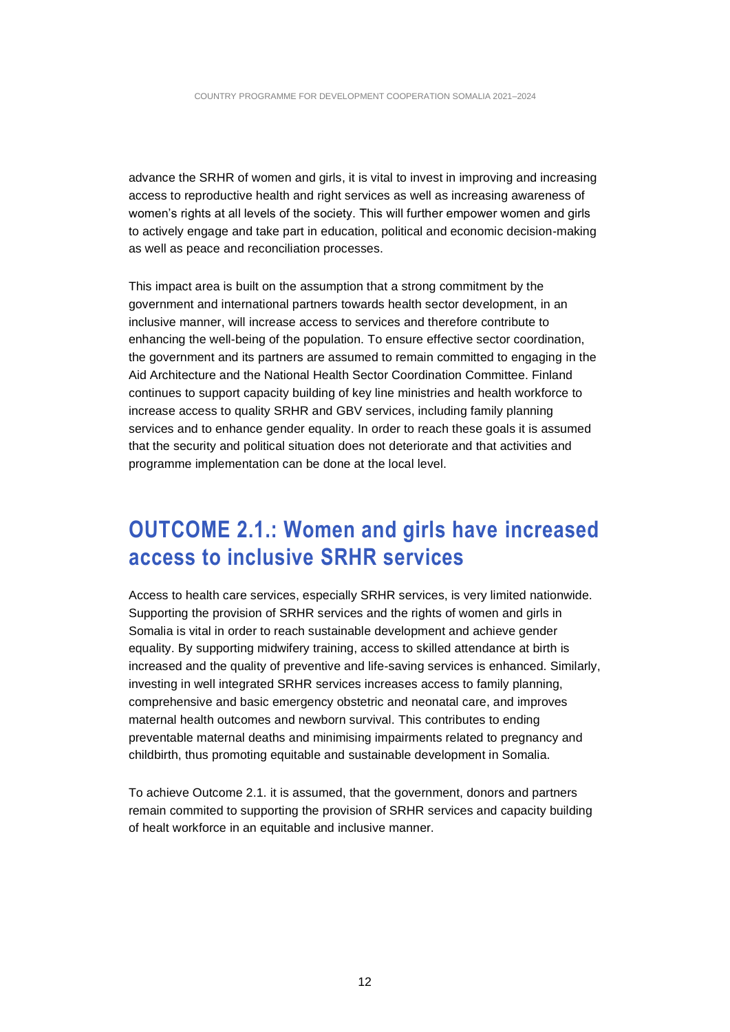advance the SRHR of women and girls, it is vital to invest in improving and increasing access to reproductive health and right services as well as increasing awareness of women's rights at all levels of the society. This will further empower women and girls to actively engage and take part in education, political and economic decision-making as well as peace and reconciliation processes.

This impact area is built on the assumption that a strong commitment by the government and international partners towards health sector development, in an inclusive manner, will increase access to services and therefore contribute to enhancing the well-being of the population. To ensure effective sector coordination, the government and its partners are assumed to remain committed to engaging in the Aid Architecture and the National Health Sector Coordination Committee. Finland continues to support capacity building of key line ministries and health workforce to increase access to quality SRHR and GBV services, including family planning services and to enhance gender equality. In order to reach these goals it is assumed that the security and political situation does not deteriorate and that activities and programme implementation can be done at the local level.

## OUTCOME 2.1.: Women and girls have increased access to inclusive SRHR services

Access to health care services, especially SRHR services, is very limited nationwide. Supporting the provision of SRHR services and the rights of women and girls in Somalia is vital in order to reach sustainable development and achieve gender equality. By supporting midwifery training, access to skilled attendance at birth is increased and the quality of preventive and life-saving services is enhanced. Similarly, investing in well integrated SRHR services increases access to family planning, comprehensive and basic emergency obstetric and neonatal care, and improves maternal health outcomes and newborn survival. This contributes to ending preventable maternal deaths and minimising impairments related to pregnancy and childbirth, thus promoting equitable and sustainable development in Somalia.

To achieve Outcome 2.1. it is assumed, that the government, donors and partners remain commited to supporting the provision of SRHR services and capacity building of healt workforce in an equitable and inclusive manner.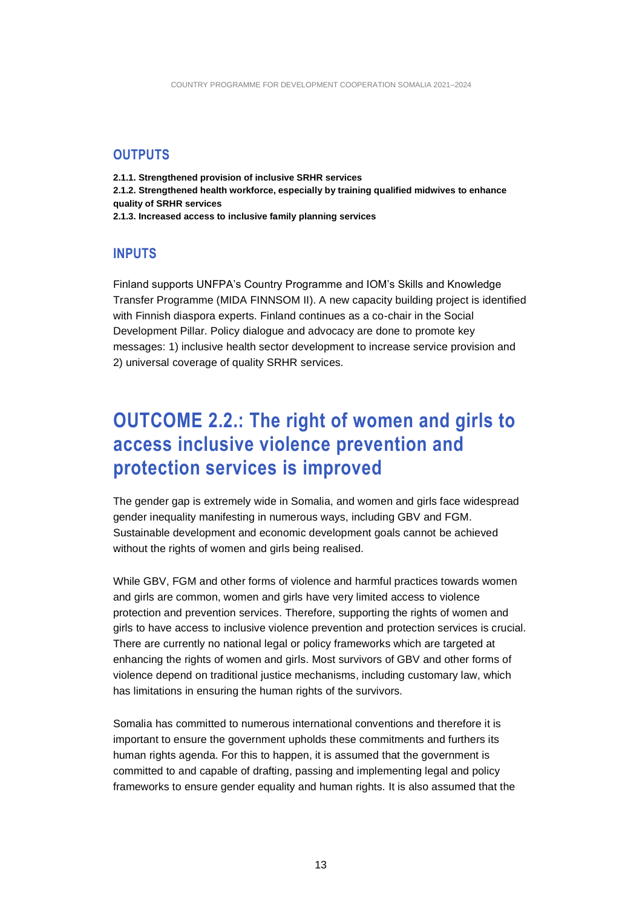### OUTPUTS

**2.1.1. Strengthened provision of inclusive SRHR services**
**2.1.2. Strengthened health workforce, especially by training qualified midwives to enhance quality of SRHR services**
**2.1.3. Increased access to inclusive family planning services**

### INPUTS

Finland supports UNFPA's Country Programme and IOM's Skills and Knowledge Transfer Programme (MIDA FINNSOM II). A new capacity building project is identified with Finnish diaspora experts. Finland continues as a co-chair in the Social Development Pillar. Policy dialogue and advocacy are done to promote key messages: 1) inclusive health sector development to increase service provision and 2) universal coverage of quality SRHR services.

## OUTCOME 2.2.: The right of women and girls to access inclusive violence prevention and protection services is improved

The gender gap is extremely wide in Somalia, and women and girls face widespread gender inequality manifesting in numerous ways, including GBV and FGM. Sustainable development and economic development goals cannot be achieved without the rights of women and girls being realised.

While GBV, FGM and other forms of violence and harmful practices towards women and girls are common, women and girls have very limited access to violence protection and prevention services. Therefore, supporting the rights of women and girls to have access to inclusive violence prevention and protection services is crucial. There are currently no national legal or policy frameworks which are targeted at enhancing the rights of women and girls. Most survivors of GBV and other forms of violence depend on traditional justice mechanisms, including customary law, which has limitations in ensuring the human rights of the survivors.

Somalia has committed to numerous international conventions and therefore it is important to ensure the government upholds these commitments and furthers its human rights agenda. For this to happen, it is assumed that the government is committed to and capable of drafting, passing and implementing legal and policy frameworks to ensure gender equality and human rights. It is also assumed that the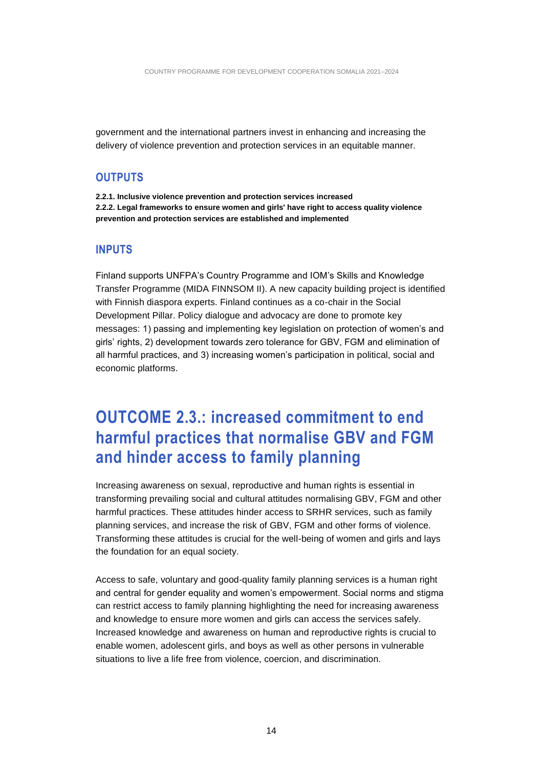government and the international partners invest in enhancing and increasing the delivery of violence prevention and protection services in an equitable manner.

### OUTPUTS

**2.2.1. Inclusive violence prevention and protection services increased**
**2.2.2. Legal frameworks to ensure women and girls' have right to access quality violence prevention and protection services are established and implemented**

### INPUTS

Finland supports UNFPA's Country Programme and IOM's Skills and Knowledge Transfer Programme (MIDA FINNSOM II). A new capacity building project is identified with Finnish diaspora experts. Finland continues as a co-chair in the Social Development Pillar. Policy dialogue and advocacy are done to promote key messages: 1) passing and implementing key legislation on protection of women's and girls' rights, 2) development towards zero tolerance for GBV, FGM and elimination of all harmful practices, and 3) increasing women's participation in political, social and economic platforms.

## OUTCOME 2.3.: increased commitment to end harmful practices that normalise GBV and FGM and hinder access to family planning

Increasing awareness on sexual, reproductive and human rights is essential in transforming prevailing social and cultural attitudes normalising GBV, FGM and other harmful practices. These attitudes hinder access to SRHR services, such as family planning services, and increase the risk of GBV, FGM and other forms of violence. Transforming these attitudes is crucial for the well-being of women and girls and lays the foundation for an equal society.

Access to safe, voluntary and good-quality family planning services is a human right and central for gender equality and women's empowerment. Social norms and stigma can restrict access to family planning highlighting the need for increasing awareness and knowledge to ensure more women and girls can access the services safely. Increased knowledge and awareness on human and reproductive rights is crucial to enable women, adolescent girls, and boys as well as other persons in vulnerable situations to live a life free from violence, coercion, and discrimination.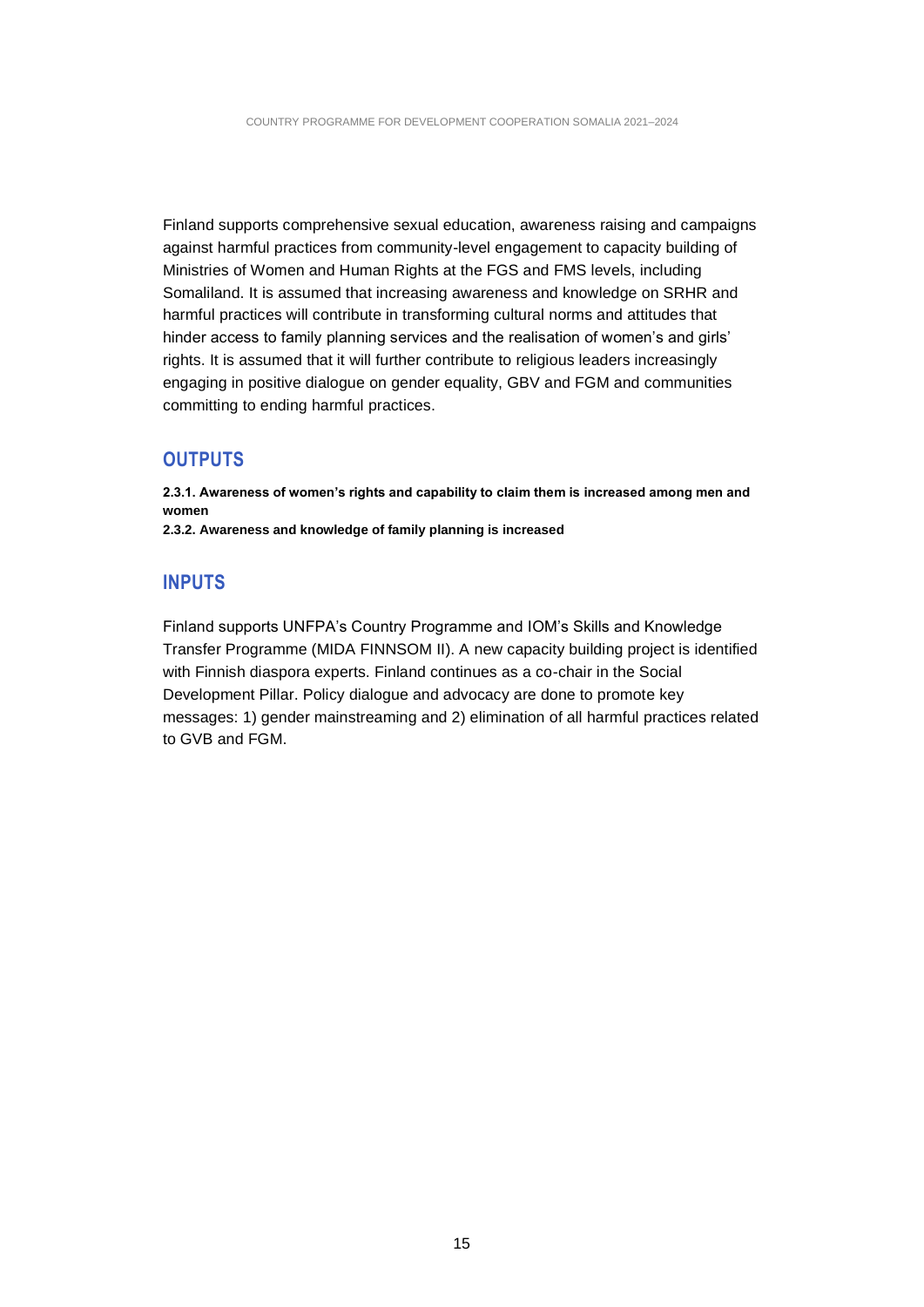Finland supports comprehensive sexual education, awareness raising and campaigns against harmful practices from community-level engagement to capacity building of Ministries of Women and Human Rights at the FGS and FMS levels, including Somaliland. It is assumed that increasing awareness and knowledge on SRHR and harmful practices will contribute in transforming cultural norms and attitudes that hinder access to family planning services and the realisation of women's and girls' rights. It is assumed that it will further contribute to religious leaders increasingly engaging in positive dialogue on gender equality, GBV and FGM and communities committing to ending harmful practices.

## OUTPUTS

**2.3.1. Awareness of women's rights and capability to claim them is increased among men and women**
**2.3.2. Awareness and knowledge of family planning is increased**

## INPUTS

Finland supports UNFPA's Country Programme and IOM's Skills and Knowledge Transfer Programme (MIDA FINNSOM II). A new capacity building project is identified with Finnish diaspora experts. Finland continues as a co-chair in the Social Development Pillar. Policy dialogue and advocacy are done to promote key messages: 1) gender mainstreaming and 2) elimination of all harmful practices related to GVB and FGM.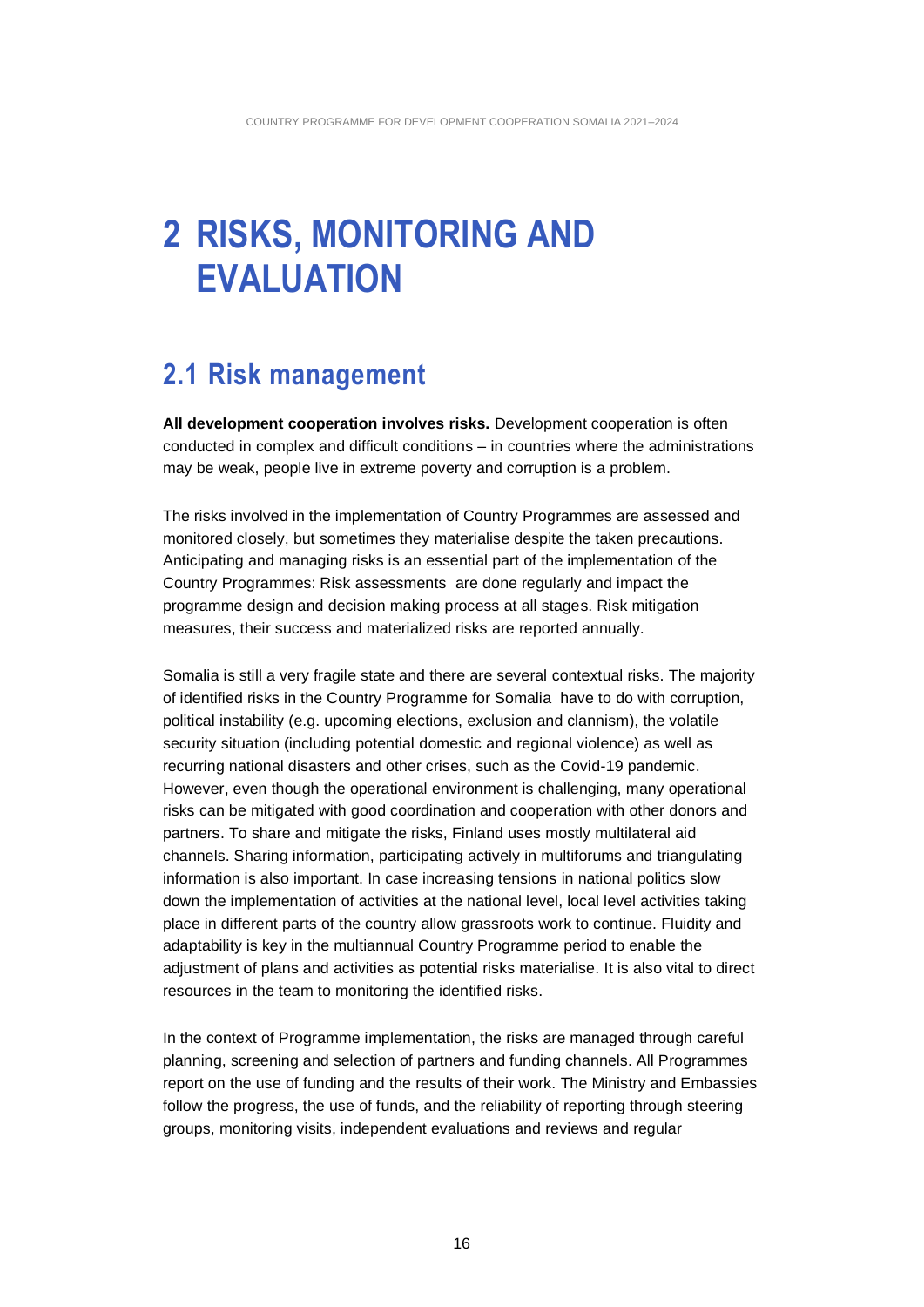# 2 RISKS, MONITORING AND EVALUATION

## 2.1 Risk management

**All development cooperation involves risks.** Development cooperation is often conducted in complex and difficult conditions – in countries where the administrations may be weak, people live in extreme poverty and corruption is a problem.

The risks involved in the implementation of Country Programmes are assessed and monitored closely, but sometimes they materialise despite the taken precautions. Anticipating and managing risks is an essential part of the implementation of the Country Programmes: Risk assessments are done regularly and impact the programme design and decision making process at all stages. Risk mitigation measures, their success and materialized risks are reported annually.

Somalia is still a very fragile state and there are several contextual risks. The majority of identified risks in the Country Programme for Somalia have to do with corruption, political instability (e.g. upcoming elections, exclusion and clannism), the volatile security situation (including potential domestic and regional violence) as well as recurring national disasters and other crises, such as the Covid-19 pandemic. However, even though the operational environment is challenging, many operational risks can be mitigated with good coordination and cooperation with other donors and partners. To share and mitigate the risks, Finland uses mostly multilateral aid channels. Sharing information, participating actively in multiforums and triangulating information is also important. In case increasing tensions in national politics slow down the implementation of activities at the national level, local level activities taking place in different parts of the country allow grassroots work to continue. Fluidity and adaptability is key in the multiannual Country Programme period to enable the adjustment of plans and activities as potential risks materialise. It is also vital to direct resources in the team to monitoring the identified risks.

In the context of Programme implementation, the risks are managed through careful planning, screening and selection of partners and funding channels. All Programmes report on the use of funding and the results of their work. The Ministry and Embassies follow the progress, the use of funds, and the reliability of reporting through steering groups, monitoring visits, independent evaluations and reviews and regular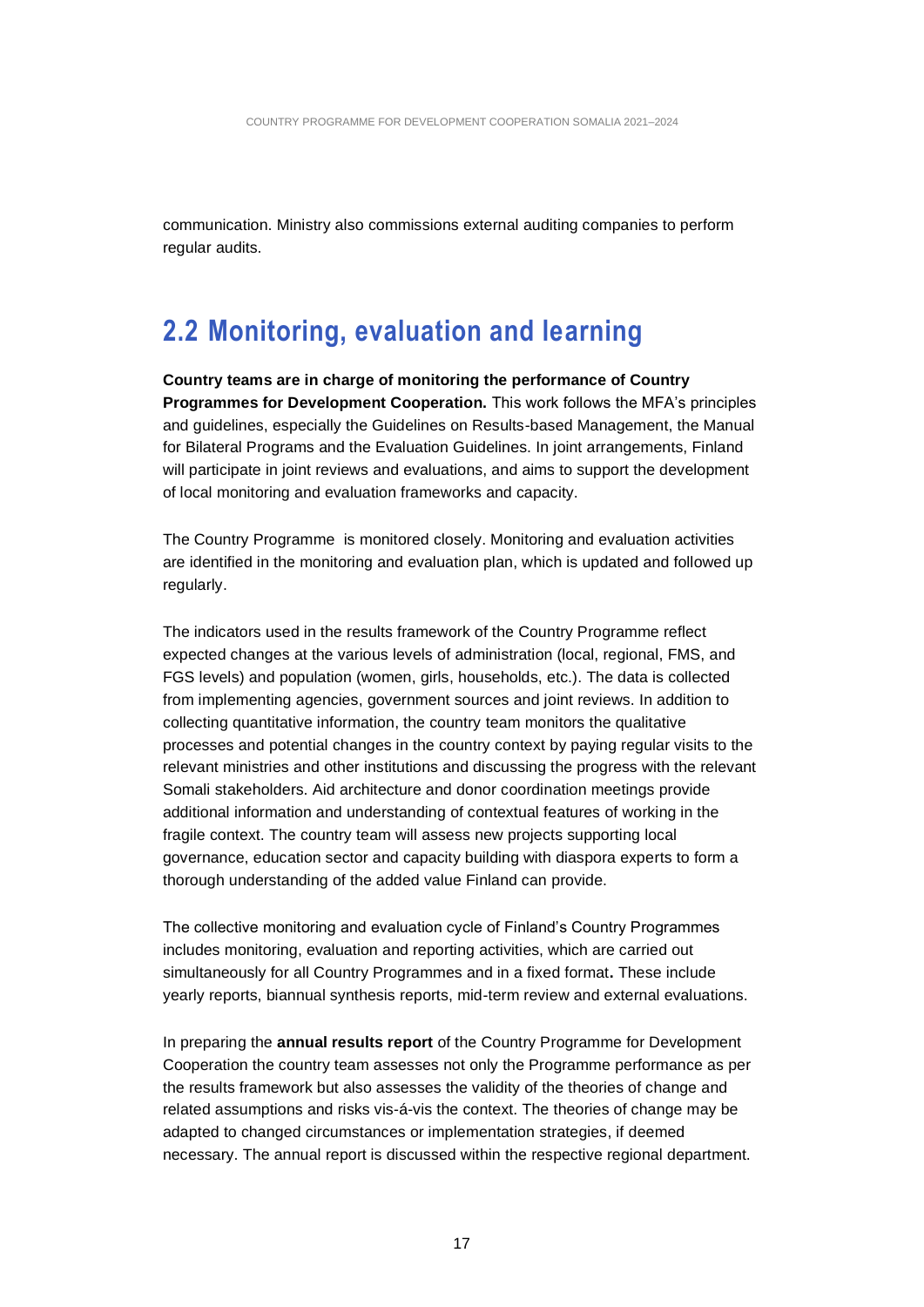communication. Ministry also commissions external auditing companies to perform regular audits.

## 2.2 Monitoring, evaluation and learning

**Country teams are in charge of monitoring the performance of Country Programmes for Development Cooperation.** This work follows the MFA's principles and guidelines, especially the Guidelines on Results-based Management, the Manual for Bilateral Programs and the Evaluation Guidelines. In joint arrangements, Finland will participate in joint reviews and evaluations, and aims to support the development of local monitoring and evaluation frameworks and capacity.

The Country Programme is monitored closely. Monitoring and evaluation activities are identified in the monitoring and evaluation plan, which is updated and followed up regularly.

The indicators used in the results framework of the Country Programme reflect expected changes at the various levels of administration (local, regional, FMS, and FGS levels) and population (women, girls, households, etc.). The data is collected from implementing agencies, government sources and joint reviews. In addition to collecting quantitative information, the country team monitors the qualitative processes and potential changes in the country context by paying regular visits to the relevant ministries and other institutions and discussing the progress with the relevant Somali stakeholders. Aid architecture and donor coordination meetings provide additional information and understanding of contextual features of working in the fragile context. The country team will assess new projects supporting local governance, education sector and capacity building with diaspora experts to form a thorough understanding of the added value Finland can provide.

The collective monitoring and evaluation cycle of Finland's Country Programmes includes monitoring, evaluation and reporting activities, which are carried out simultaneously for all Country Programmes and in a fixed format**.** These include yearly reports, biannual synthesis reports, mid-term review and external evaluations.

In preparing the **annual results report** of the Country Programme for Development Cooperation the country team assesses not only the Programme performance as per the results framework but also assesses the validity of the theories of change and related assumptions and risks vis-á-vis the context. The theories of change may be adapted to changed circumstances or implementation strategies, if deemed necessary. The annual report is discussed within the respective regional department.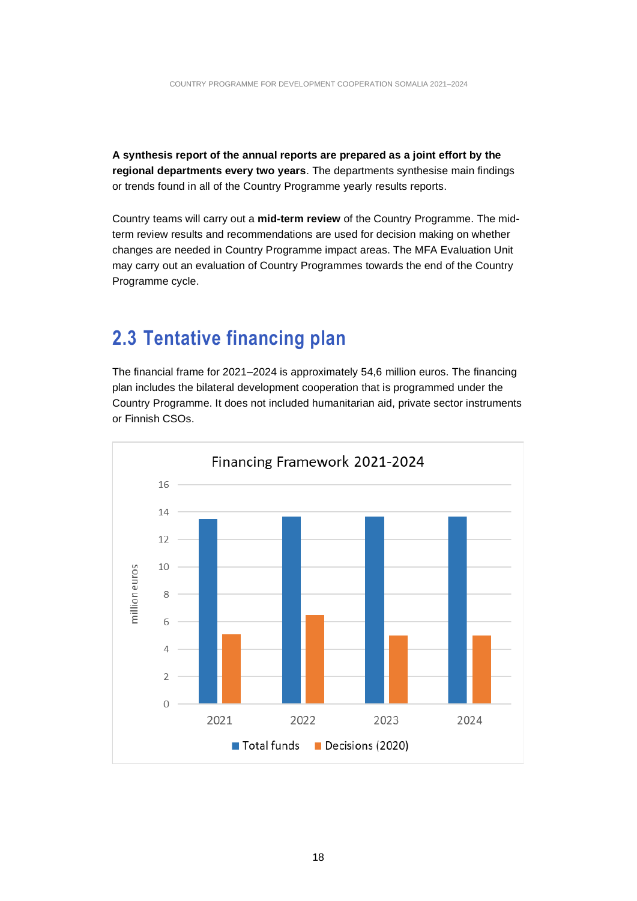**A synthesis report of the annual reports are prepared as a joint effort by the regional departments every two years**. The departments synthesise main findings or trends found in all of the Country Programme yearly results reports.

Country teams will carry out a **mid-term review** of the Country Programme. The mid-term review results and recommendations are used for decision making on whether changes are needed in Country Programme impact areas. The MFA Evaluation Unit may carry out an evaluation of Country Programmes towards the end of the Country Programme cycle.

## 2.3 Tentative financing plan

The financial frame for 2021–2024 is approximately 54,6 million euros. The financing plan includes the bilateral development cooperation that is programmed under the Country Programme. It does not included humanitarian aid, private sector instruments or Finnish CSOs.

Financing Framework 2021-2024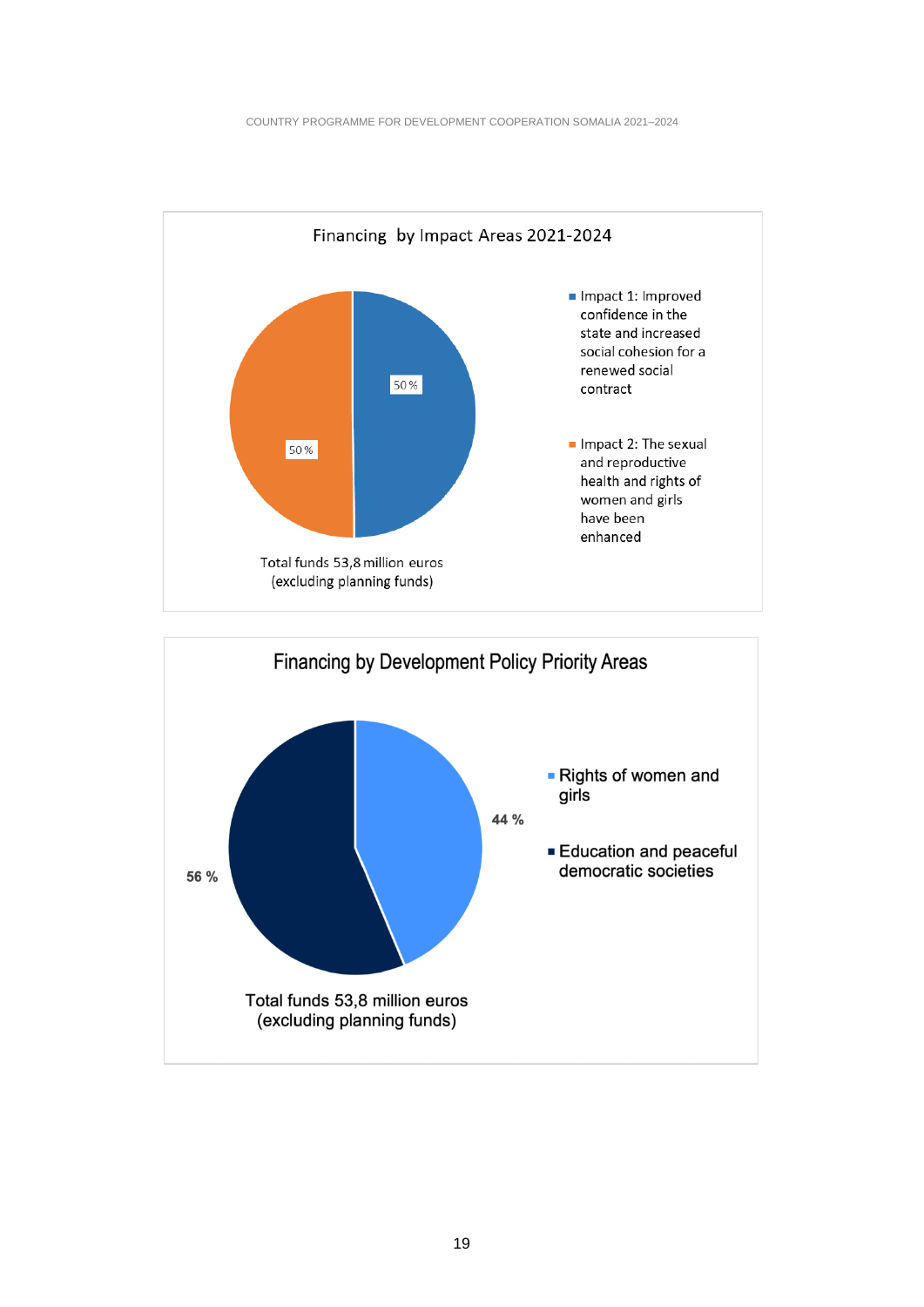Financing by Impact Areas 2021-2024

50 %

50 %

Impact 1: Improved confidence in the state and increased social cohesion for a renewed social contract

Impact 2: The sexual and reproductive health and rights of women and girls have been enhanced

Total funds 53,8 million euros
(excluding planning funds)

Financing by Development Policy Priority Areas

44 %

56 %

Rights of women and girls

Education and peaceful democratic societies

Total funds 53,8 million euros
(excluding planning funds)